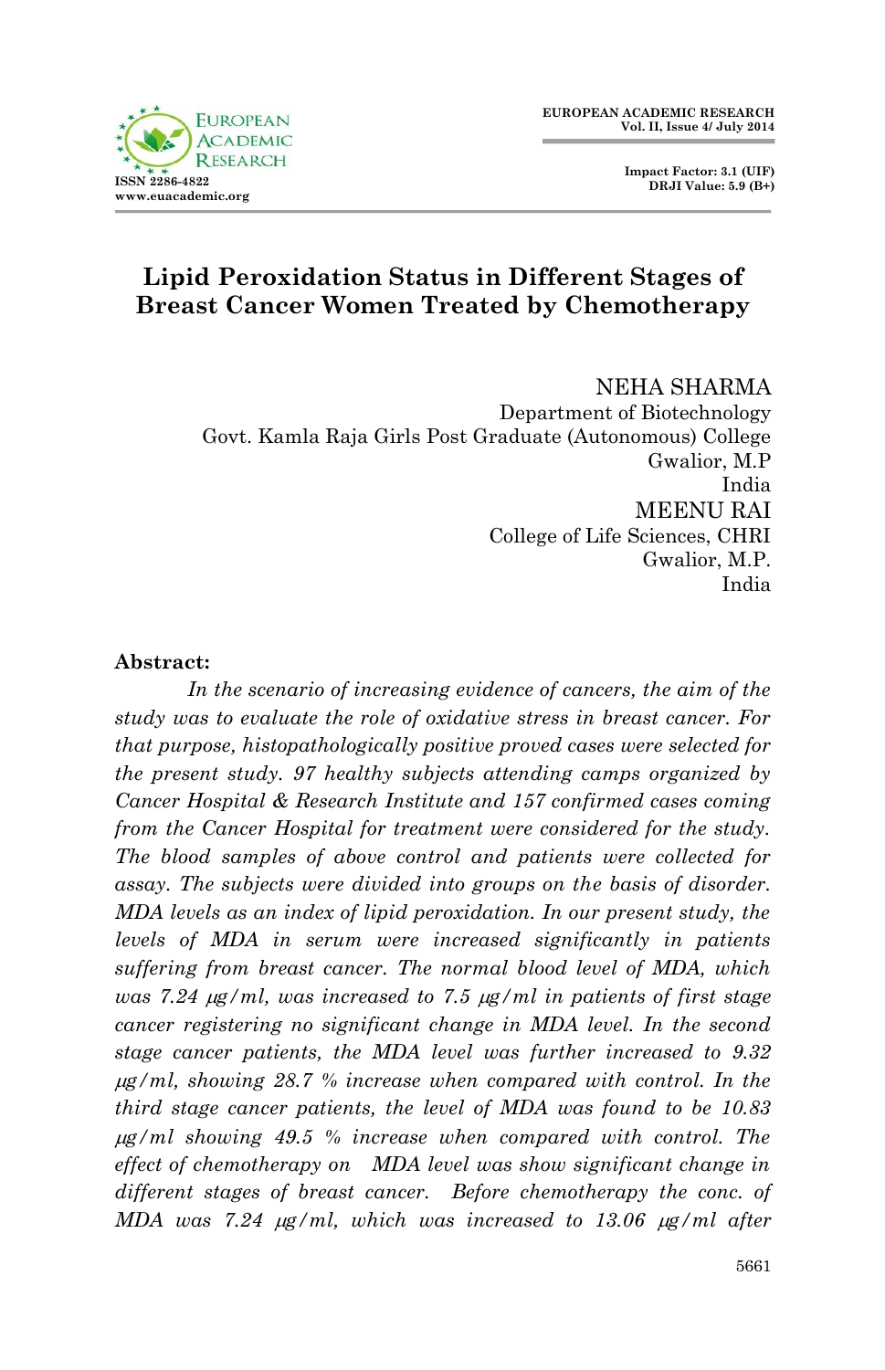# Lipid Peroxidation Status in Different Stages of Breast Cancer Women Treated by Chemotherapy

NEHA SHARMA
Department of Biotechnology
Govt. Kamla Raja Girls Post Graduate (Autonomous) College
Gwalior, M.P
India

MEENU RAI
College of Life Sciences, CHRI
Gwalior, M.P.
India

**Abstract:**

*In the scenario of increasing evidence of cancers, the aim of the study was to evaluate the role of oxidative stress in breast cancer. For that purpose, histopathologically positive proved cases were selected for the present study. 97 healthy subjects attending camps organized by Cancer Hospital & Research Institute and 157 confirmed cases coming from the Cancer Hospital for treatment were considered for the study. The blood samples of above control and patients were collected for assay. The subjects were divided into groups on the basis of disorder. MDA levels as an index of lipid peroxidation. In our present study, the levels of MDA in serum were increased significantly in patients suffering from breast cancer. The normal blood level of MDA, which was 7.24 μg/ml, was increased to 7.5 μg/ml in patients of first stage cancer registering no significant change in MDA level. In the second stage cancer patients, the MDA level was further increased to 9.32 μg/ml, showing 28.7 % increase when compared with control. In the third stage cancer patients, the level of MDA was found to be 10.83 μg/ml showing 49.5 % increase when compared with control. The effect of chemotherapy on MDA level was show significant change in different stages of breast cancer. Before chemotherapy the conc. of MDA was 7.24 μg/ml, which was increased to 13.06 μg/ml after*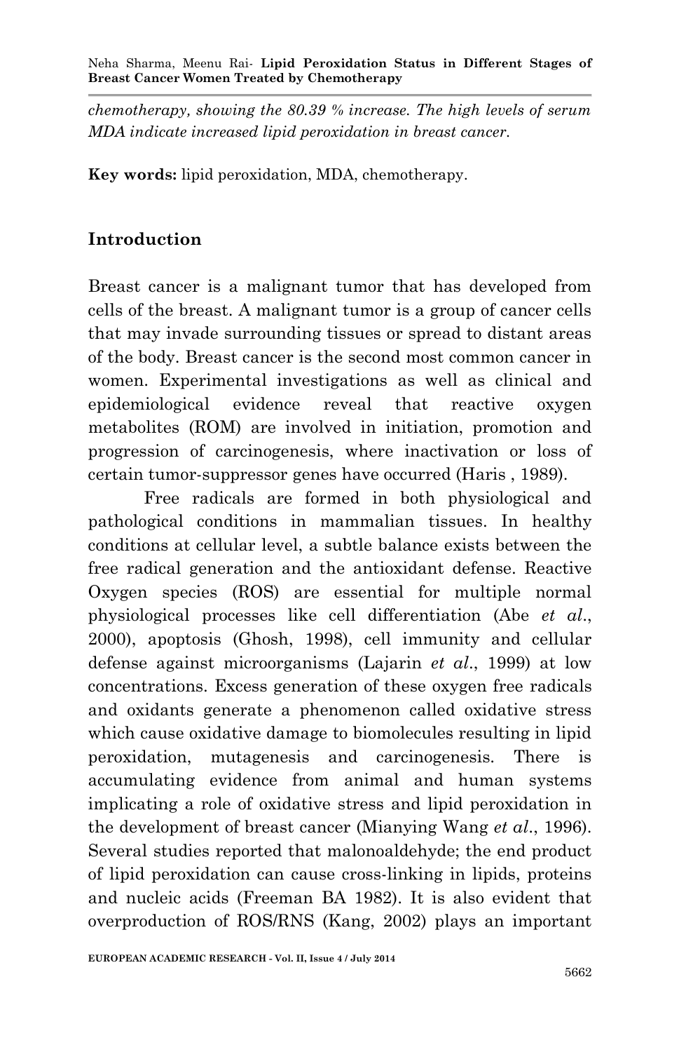*chemotherapy, showing the 80.39 % increase. The high levels of serum MDA indicate increased lipid peroxidation in breast cancer.*

**Key words:** lipid peroxidation, MDA, chemotherapy.

## Introduction

Breast cancer is a malignant tumor that has developed from cells of the breast. A malignant tumor is a group of cancer cells that may invade surrounding tissues or spread to distant areas of the body. Breast cancer is the second most common cancer in women. Experimental investigations as well as clinical and epidemiological evidence reveal that reactive oxygen metabolites (ROM) are involved in initiation, promotion and progression of carcinogenesis, where inactivation or loss of certain tumor-suppressor genes have occurred (Haris , 1989).

Free radicals are formed in both physiological and pathological conditions in mammalian tissues. In healthy conditions at cellular level, a subtle balance exists between the free radical generation and the antioxidant defense. Reactive Oxygen species (ROS) are essential for multiple normal physiological processes like cell differentiation (Abe *et al*., 2000), apoptosis (Ghosh, 1998), cell immunity and cellular defense against microorganisms (Lajarin *et al*., 1999) at low concentrations. Excess generation of these oxygen free radicals and oxidants generate a phenomenon called oxidative stress which cause oxidative damage to biomolecules resulting in lipid peroxidation, mutagenesis and carcinogenesis. There is accumulating evidence from animal and human systems implicating a role of oxidative stress and lipid peroxidation in the development of breast cancer (Mianying Wang *et al*., 1996). Several studies reported that malonoaldehyde; the end product of lipid peroxidation can cause cross-linking in lipids, proteins and nucleic acids (Freeman BA 1982). It is also evident that overproduction of ROS/RNS (Kang, 2002) plays an important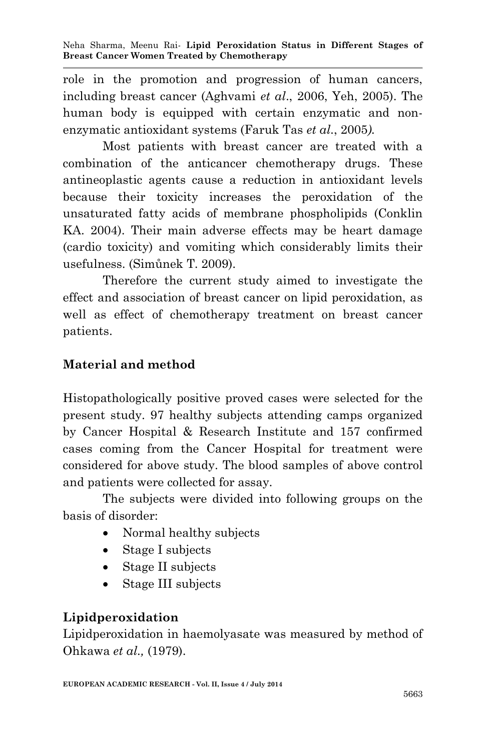role in the promotion and progression of human cancers, including breast cancer (Aghvami *et al*., 2006, Yeh, 2005). The human body is equipped with certain enzymatic and non-enzymatic antioxidant systems (Faruk Tas *et al*., 2005).

Most patients with breast cancer are treated with a combination of the anticancer chemotherapy drugs. These antineoplastic agents cause a reduction in antioxidant levels because their toxicity increases the peroxidation of the unsaturated fatty acids of membrane phospholipids (Conklin KA. 2004). Their main adverse effects may be heart damage (cardio toxicity) and vomiting which considerably limits their usefulness. (Simůnek T. 2009).

Therefore the current study aimed to investigate the effect and association of breast cancer on lipid peroxidation, as well as effect of chemotherapy treatment on breast cancer patients.

## Material and method

Histopathologically positive proved cases were selected for the present study. 97 healthy subjects attending camps organized by Cancer Hospital & Research Institute and 157 confirmed cases coming from the Cancer Hospital for treatment were considered for above study. The blood samples of above control and patients were collected for assay.

The subjects were divided into following groups on the basis of disorder:

- Normal healthy subjects
- Stage I subjects
- Stage II subjects
- Stage III subjects

### Lipidperoxidation

Lipidperoxidation in haemolyasate was measured by method of Ohkawa *et al.,* (1979).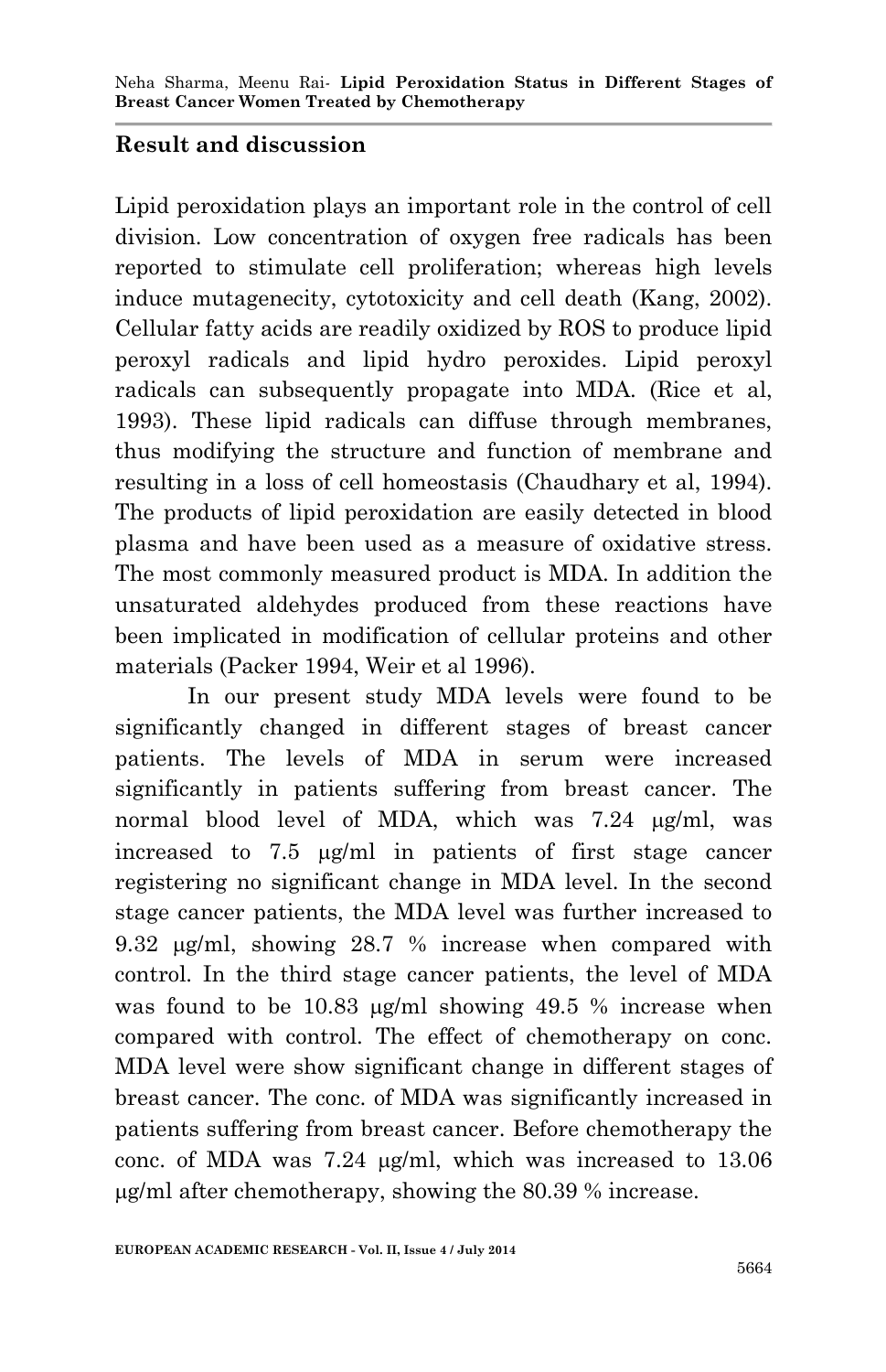## Result and discussion

Lipid peroxidation plays an important role in the control of cell division. Low concentration of oxygen free radicals has been reported to stimulate cell proliferation; whereas high levels induce mutagenecity, cytotoxicity and cell death (Kang, 2002). Cellular fatty acids are readily oxidized by ROS to produce lipid peroxyl radicals and lipid hydro peroxides. Lipid peroxyl radicals can subsequently propagate into MDA. (Rice et al, 1993). These lipid radicals can diffuse through membranes, thus modifying the structure and function of membrane and resulting in a loss of cell homeostasis (Chaudhary et al, 1994). The products of lipid peroxidation are easily detected in blood plasma and have been used as a measure of oxidative stress. The most commonly measured product is MDA. In addition the unsaturated aldehydes produced from these reactions have been implicated in modification of cellular proteins and other materials (Packer 1994, Weir et al 1996).

In our present study MDA levels were found to be significantly changed in different stages of breast cancer patients. The levels of MDA in serum were increased significantly in patients suffering from breast cancer. The normal blood level of MDA, which was 7.24 μg/ml, was increased to 7.5 μg/ml in patients of first stage cancer registering no significant change in MDA level. In the second stage cancer patients, the MDA level was further increased to 9.32 μg/ml, showing 28.7 % increase when compared with control. In the third stage cancer patients, the level of MDA was found to be 10.83 μg/ml showing 49.5 % increase when compared with control. The effect of chemotherapy on conc. MDA level were show significant change in different stages of breast cancer. The conc. of MDA was significantly increased in patients suffering from breast cancer. Before chemotherapy the conc. of MDA was 7.24 μg/ml, which was increased to 13.06 μg/ml after chemotherapy, showing the 80.39 % increase.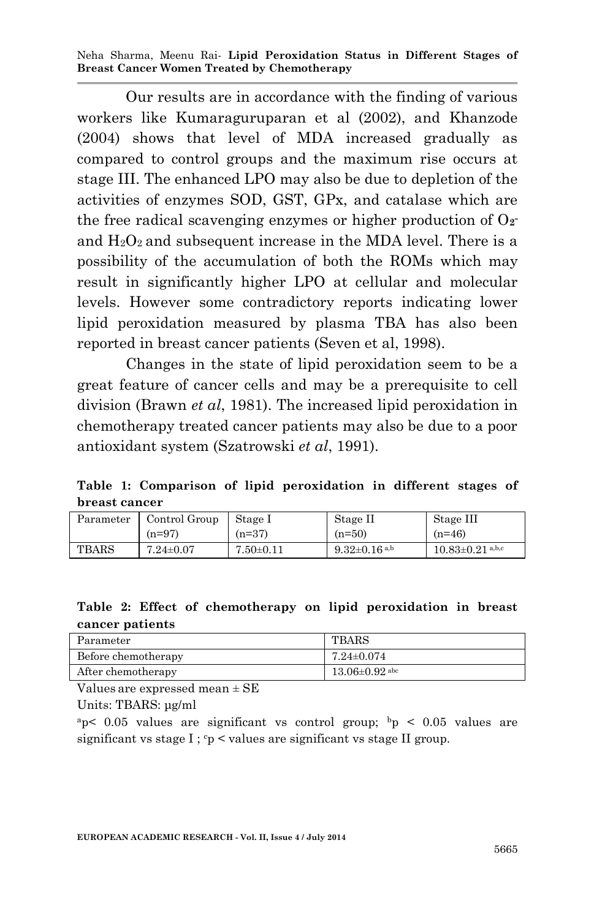Our results are in accordance with the finding of various workers like Kumaraguruparan et al (2002), and Khanzode (2004) shows that level of MDA increased gradually as compared to control groups and the maximum rise occurs at stage III. The enhanced LPO may also be due to depletion of the activities of enzymes SOD, GST, GPx, and catalase which are the free radical scavenging enzymes or higher production of $O_2^-$ and $H_2O_2$ and subsequent increase in the MDA level. There is a possibility of the accumulation of both the ROMs which may result in significantly higher LPO at cellular and molecular levels. However some contradictory reports indicating lower lipid peroxidation measured by plasma TBA has also been reported in breast cancer patients (Seven et al, 1998).

Changes in the state of lipid peroxidation seem to be a great feature of cancer cells and may be a prerequisite to cell division (Brawn *et al*, 1981). The increased lipid peroxidation in chemotherapy treated cancer patients may also be due to a poor antioxidant system (Szatrowski *et al*, 1991).

**Table 1: Comparison of lipid peroxidation in different stages of breast cancer**

| Parameter | Control Group (n=97) | Stage I (n=37) | Stage II (n=50) | Stage III (n=46) |
|---|---|---|---|---|
| TBARS | 7.24±0.07 | 7.50±0.11 | 9.32±0.16 [a,b] | 10.83±0.21 [a,b,c] |

**Table 2: Effect of chemotherapy on lipid peroxidation in breast cancer patients**

| Parameter | TBARS |
|---|---|
| Before chemotherapy | 7.24±0.074 |
| After chemotherapy | 13.06±0.92 [abc] |

Values are expressed mean ± SE

Units: TBARS: µg/ml

[a]$p < 0.05$ values are significant vs control group; [b]$p < 0.05$ values are significant vs stage I ; [c]p < values are significant vs stage II group.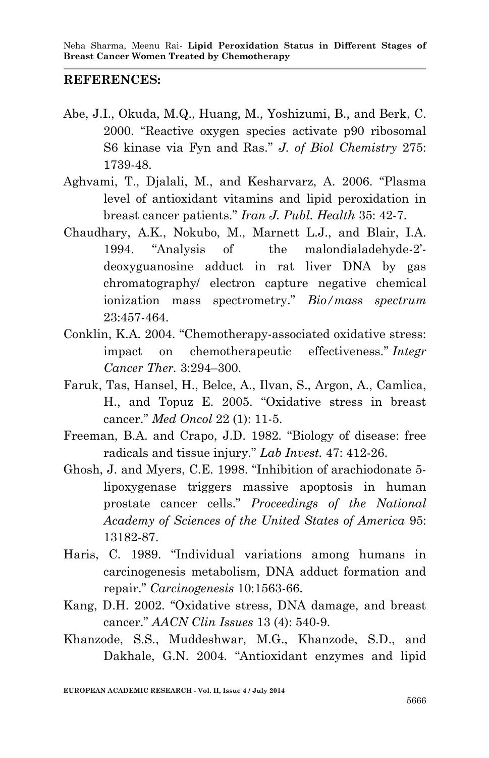## REFERENCES:

Abe, J.I., Okuda, M.Q., Huang, M., Yoshizumi, B., and Berk, C. 2000. "Reactive oxygen species activate p90 ribosomal S6 kinase via Fyn and Ras." *J. of Biol Chemistry* 275: 1739-48.

Aghvami, T., Djalali, M., and Kesharvarz, A. 2006. "Plasma level of antioxidant vitamins and lipid peroxidation in breast cancer patients." *Iran J. Publ. Health* 35: 42-7.

Chaudhary, A.K., Nokubo, M., Marnett L.J., and Blair, I.A. 1994. "Analysis of the malondialadehyde-2'-deoxyguanosine adduct in rat liver DNA by gas chromatography/ electron capture negative chemical ionization mass spectrometry." *Bio/mass spectrum* 23:457-464.

Conklin, K.A. 2004. "Chemotherapy-associated oxidative stress: impact on chemotherapeutic effectiveness." *Integr Cancer Ther.* 3:294–300.

Faruk, Tas, Hansel, H., Belce, A., Ilvan, S., Argon, A., Camlica, H., and Topuz E. 2005. "Oxidative stress in breast cancer." *Med Oncol* 22 (1): 11-5.

Freeman, B.A. and Crapo, J.D. 1982. "Biology of disease: free radicals and tissue injury." *Lab Invest.* 47: 412-26.

Ghosh, J. and Myers, C.E. 1998. "Inhibition of arachiodonate 5-lipoxygenase triggers massive apoptosis in human prostate cancer cells." *Proceedings of the National Academy of Sciences of the United States of America* 95: 13182-87.

Haris, C. 1989. "Individual variations among humans in carcinogenesis metabolism, DNA adduct formation and repair." *Carcinogenesis* 10:1563-66.

Kang, D.H. 2002. "Oxidative stress, DNA damage, and breast cancer." *AACN Clin Issues* 13 (4): 540-9.

Khanzode, S.S., Muddeshwar, M.G., Khanzode, S.D., and Dakhale, G.N. 2004. "Antioxidant enzymes and lipid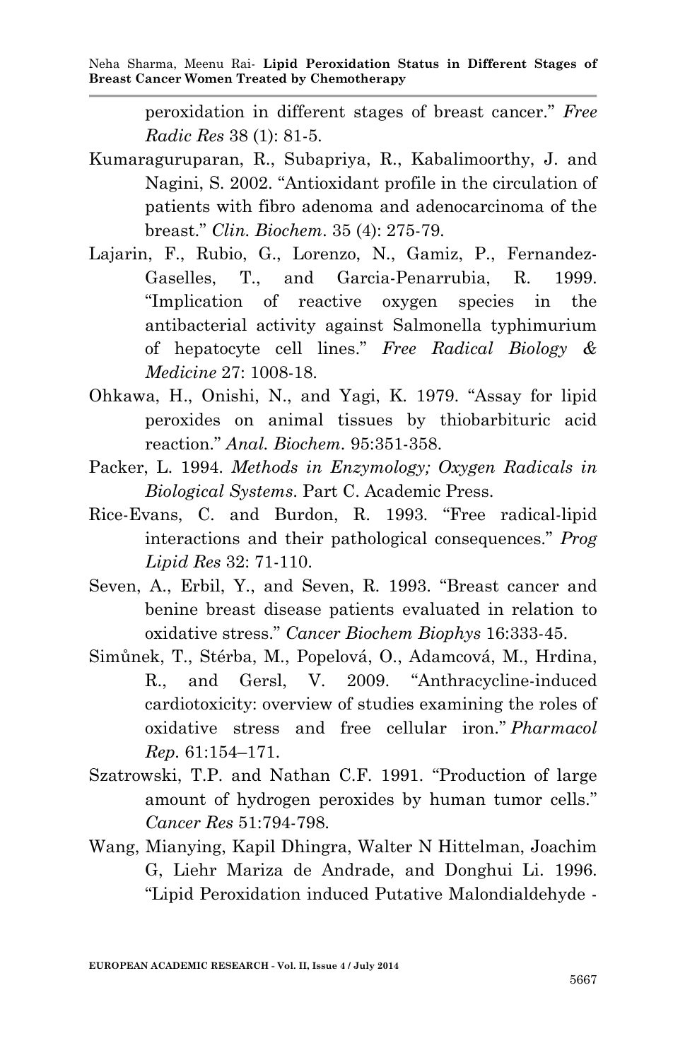peroxidation in different stages of breast cancer." *Free Radic Res* 38 (1): 81-5.

Kumaraguruparan, R., Subapriya, R., Kabalimoorthy, J. and Nagini, S. 2002. "Antioxidant profile in the circulation of patients with fibro adenoma and adenocarcinoma of the breast." *Clin. Biochem*. 35 (4): 275-79.

Lajarin, F., Rubio, G., Lorenzo, N., Gamiz, P., Fernandez-Gaselles, T., and Garcia-Penarrubia, R. 1999. "Implication of reactive oxygen species in the antibacterial activity against Salmonella typhimurium of hepatocyte cell lines." *Free Radical Biology & Medicine* 27: 1008-18.

Ohkawa, H., Onishi, N., and Yagi, K. 1979. "Assay for lipid peroxides on animal tissues by thiobarbituric acid reaction." *Anal. Biochem*. 95:351-358.

Packer, L. 1994. *Methods in Enzymology; Oxygen Radicals in Biological Systems*. Part C. Academic Press.

Rice-Evans, C. and Burdon, R. 1993. "Free radical-lipid interactions and their pathological consequences." *Prog Lipid Res* 32: 71-110.

Seven, A., Erbil, Y., and Seven, R. 1993. "Breast cancer and benine breast disease patients evaluated in relation to oxidative stress." *Cancer Biochem Biophys* 16:333-45.

Simůnek, T., Stérba, M., Popelová, O., Adamcová, M., Hrdina, R., and Gersl, V. 2009. "Anthracycline-induced cardiotoxicity: overview of studies examining the roles of oxidative stress and free cellular iron." *Pharmacol Rep*. 61:154–171.

Szatrowski, T.P. and Nathan C.F. 1991. "Production of large amount of hydrogen peroxides by human tumor cells." *Cancer Res* 51:794-798.

Wang, Mianying, Kapil Dhingra, Walter N Hittelman, Joachim G, Liehr Mariza de Andrade, and Donghui Li. 1996. "Lipid Peroxidation induced Putative Malondialdehyde -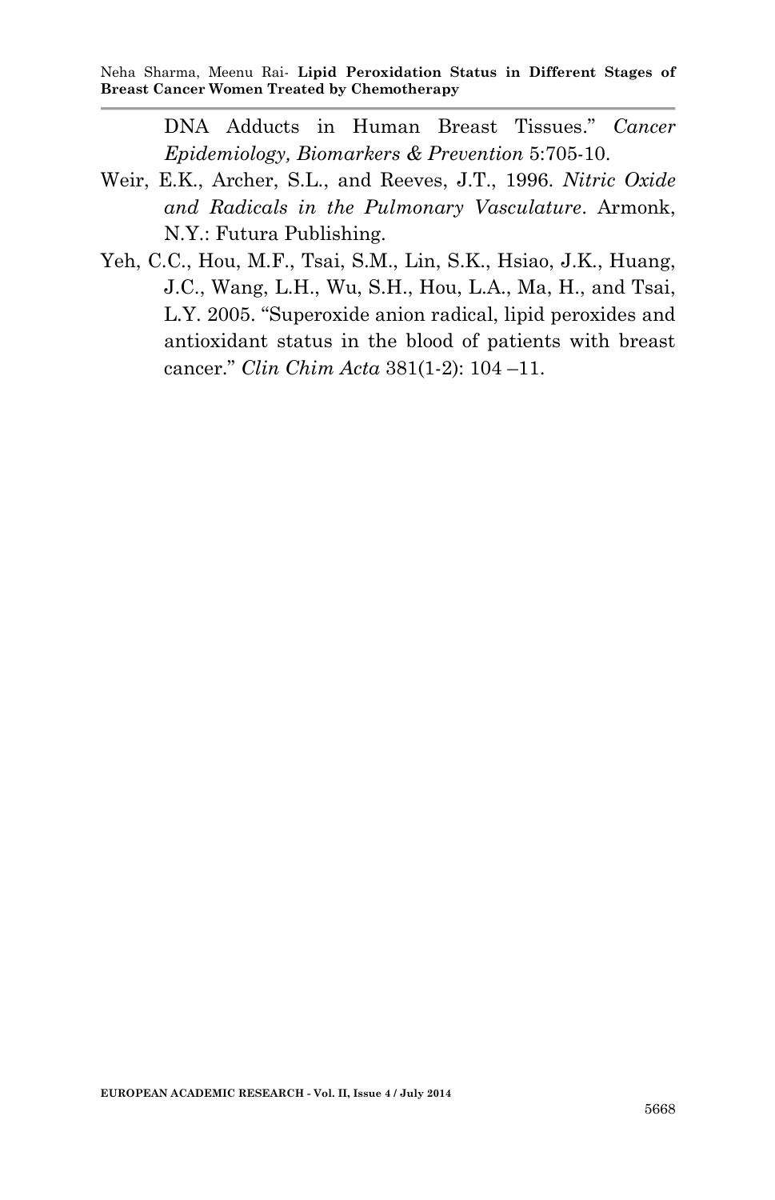DNA Adducts in Human Breast Tissues." *Cancer Epidemiology, Biomarkers & Prevention* 5:705-10.

Weir, E.K., Archer, S.L., and Reeves, J.T., 1996. *Nitric Oxide and Radicals in the Pulmonary Vasculature*. Armonk, N.Y.: Futura Publishing.

Yeh, C.C., Hou, M.F., Tsai, S.M., Lin, S.K., Hsiao, J.K., Huang, J.C., Wang, L.H., Wu, S.H., Hou, L.A., Ma, H., and Tsai, L.Y. 2005. "Superoxide anion radical, lipid peroxides and antioxidant status in the blood of patients with breast cancer." *Clin Chim Acta* 381(1-2): 104 –11.